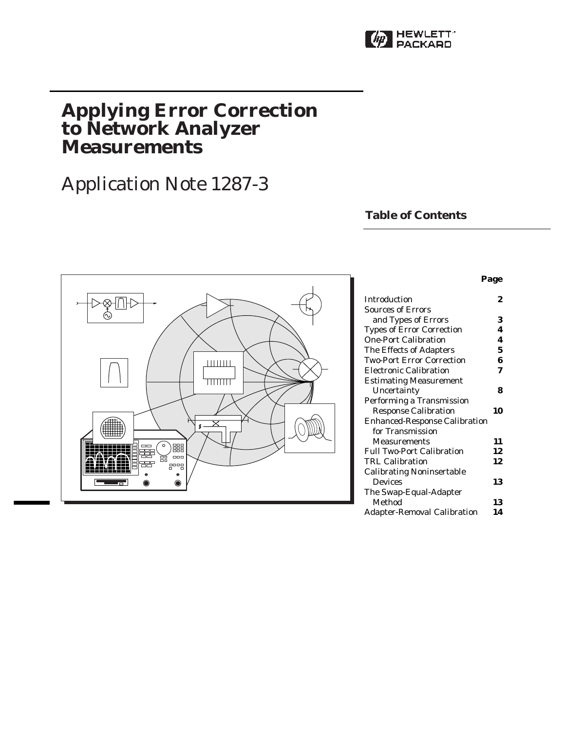# Applying Error Correction to Network Analyzer Measurements

## Application Note 1287-3

### Table of Contents

| | Page |
|---|---|
| Introduction | 2 |
| Sources of Errors and Types of Errors | 3 |
| Types of Error Correction | 4 |
| One-Port Calibration | 4 |
| The Effects of Adapters | 5 |
| Two-Port Error Correction | 6 |
| Electronic Calibration | 7 |
| Estimating Measurement Uncertainty | 8 |
| Performing a Transmission Response Calibration | 10 |
| Enhanced-Response Calibration for Transmission Measurements | 11 |
| Full Two-Port Calibration | 12 |
| TRL Calibration | 12 |
| Calibrating Noninsertable Devices | 13 |
| The Swap-Equal-Adapter Method | 13 |
| Adapter-Removal Calibration | 14 |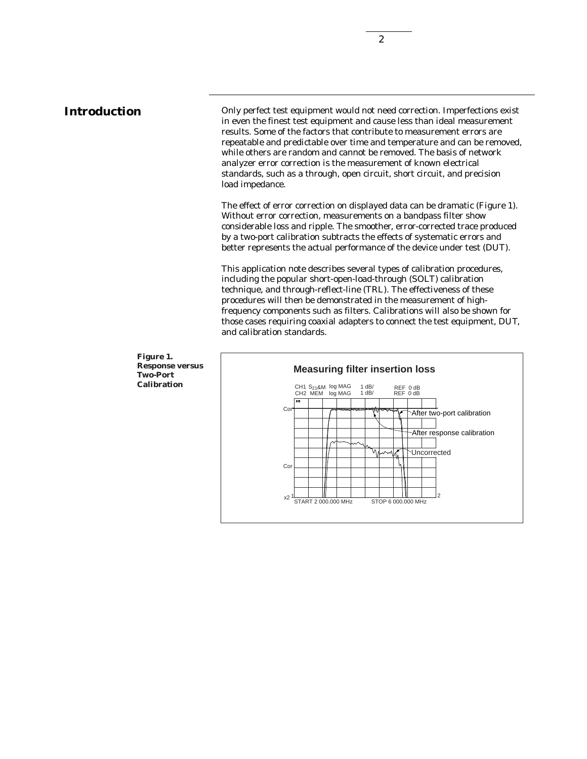# Introduction

Only perfect test equipment would not need correction. Imperfections exist in even the finest test equipment and cause less than ideal measurement results. Some of the factors that contribute to measurement errors are repeatable and predictable over time and temperature and can be removed, while others are random and cannot be removed. The basis of network analyzer error correction is the measurement of known electrical standards, such as a through, open circuit, short circuit, and precision load impedance.

The effect of error correction on displayed data can be dramatic (Figure 1). Without error correction, measurements on a bandpass filter show considerable loss and ripple. The smoother, error-corrected trace produced by a two-port calibration subtracts the effects of systematic errors and better represents the actual performance of the device under test (DUT).

This application note describes several types of calibration procedures, including the popular short-open-load-through (SOLT) calibration technique, and through-reflect-line (TRL). The effectiveness of these procedures will then be demonstrated in the measurement of high-frequency components such as filters. Calibrations will also be shown for those cases requiring coaxial adapters to connect the test equipment, DUT, and calibration standards.

**Figure 1. Response versus Two-Port Calibration**

Measuring filter insertion loss

CH1 $S_{21}$&M log MAG 1 dB/ REF 0 dB
CH2 MEM log MAG 1 dB/ REF 0 dB

After two-port calibration
After response calibration
Uncorrected

START 2 000.000 MHz STOP 6 000.000 MHz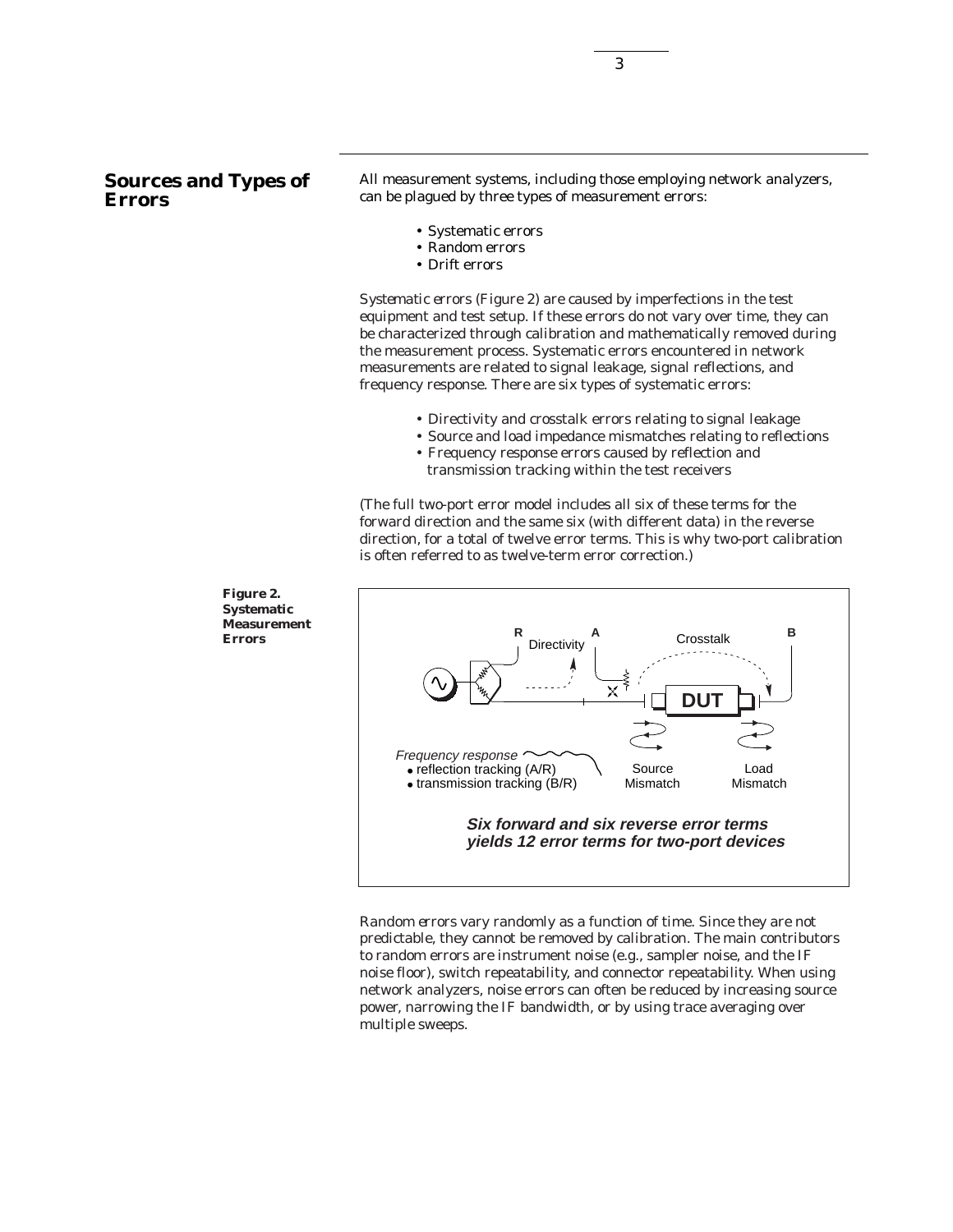## Sources and Types of Errors

All measurement systems, including those employing network analyzers, can be plagued by three types of measurement errors:

- Systematic errors
- Random errors
- Drift errors

Systematic errors (Figure 2) are caused by imperfections in the test equipment and test setup. If these errors do not vary over time, they can be characterized through calibration and mathematically removed during the measurement process. Systematic errors encountered in network measurements are related to signal leakage, signal reflections, and frequency response. There are six types of systematic errors:

- Directivity and crosstalk errors relating to signal leakage
- Source and load impedance mismatches relating to reflections
- Frequency response errors caused by reflection and transmission tracking within the test receivers

(The full two-port error model includes all six of these terms for the forward direction and the same six (with different data) in the reverse direction, for a total of twelve error terms. This is why two-port calibration is often referred to as twelve-term error correction.)

**Figure 2. Systematic Measurement Errors**

Random errors vary randomly as a function of time. Since they are not predictable, they cannot be removed by calibration. The main contributors to random errors are instrument noise (e.g., sampler noise, and the IF noise floor), switch repeatability, and connector repeatability. When using network analyzers, noise errors can often be reduced by increasing source power, narrowing the IF bandwidth, or by using trace averaging over multiple sweeps.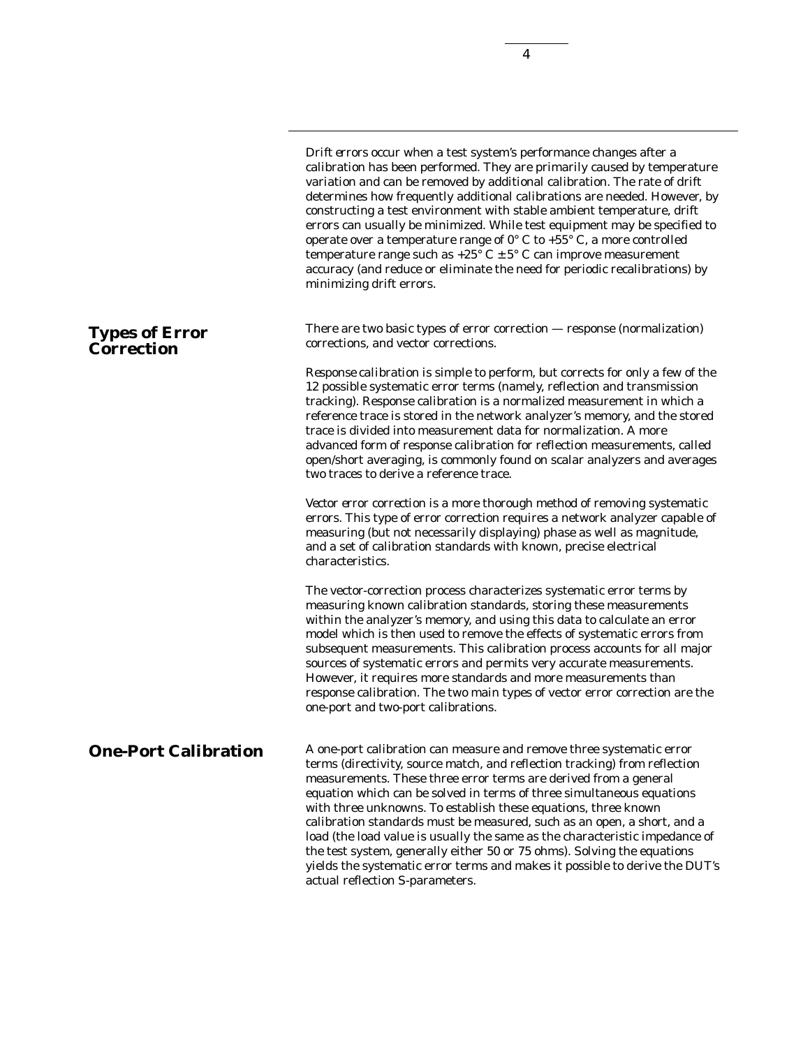*Drift errors* occur when a test system's performance changes after a calibration has been performed. They are primarily caused by temperature variation and can be removed by additional calibration. The rate of drift determines how frequently additional calibrations are needed. However, by constructing a test environment with stable ambient temperature, drift errors can usually be minimized. While test equipment may be specified to operate over a temperature range of 0° C to +55° C, a more controlled temperature range such as +25° C ± 5° C can improve measurement accuracy (and reduce or eliminate the need for periodic recalibrations) by minimizing drift errors.

## Types of Error Correction

There are two basic types of error correction — response (normalization) corrections, and vector corrections.

*Response calibration* is simple to perform, but corrects for only a few of the 12 possible systematic error terms (namely, reflection and transmission tracking). Response calibration is a normalized measurement in which a reference trace is stored in the network analyzer's memory, and the stored trace is divided into measurement data for normalization. A more advanced form of response calibration for reflection measurements, called open/short averaging, is commonly found on scalar analyzers and averages two traces to derive a reference trace.

*Vector error correction* is a more thorough method of removing systematic errors. This type of error correction requires a network analyzer capable of measuring (but not necessarily displaying) phase as well as magnitude, and a set of calibration standards with known, precise electrical characteristics.

The vector-correction process characterizes systematic error terms by measuring known calibration standards, storing these measurements within the analyzer's memory, and using this data to calculate an error model which is then used to remove the effects of systematic errors from subsequent measurements. This calibration process accounts for all major sources of systematic errors and permits very accurate measurements. However, it requires more standards and more measurements than response calibration. The two main types of vector error correction are the one-port and two-port calibrations.

## One-Port Calibration

A one-port calibration can measure and remove three systematic error terms (directivity, source match, and reflection tracking) from reflection measurements. These three error terms are derived from a general equation which can be solved in terms of three simultaneous equations with three unknowns. To establish these equations, three known calibration standards must be measured, such as an open, a short, and a load (the load value is usually the same as the characteristic impedance of the test system, generally either 50 or 75 ohms). Solving the equations yields the systematic error terms and makes it possible to derive the DUT's actual reflection S-parameters.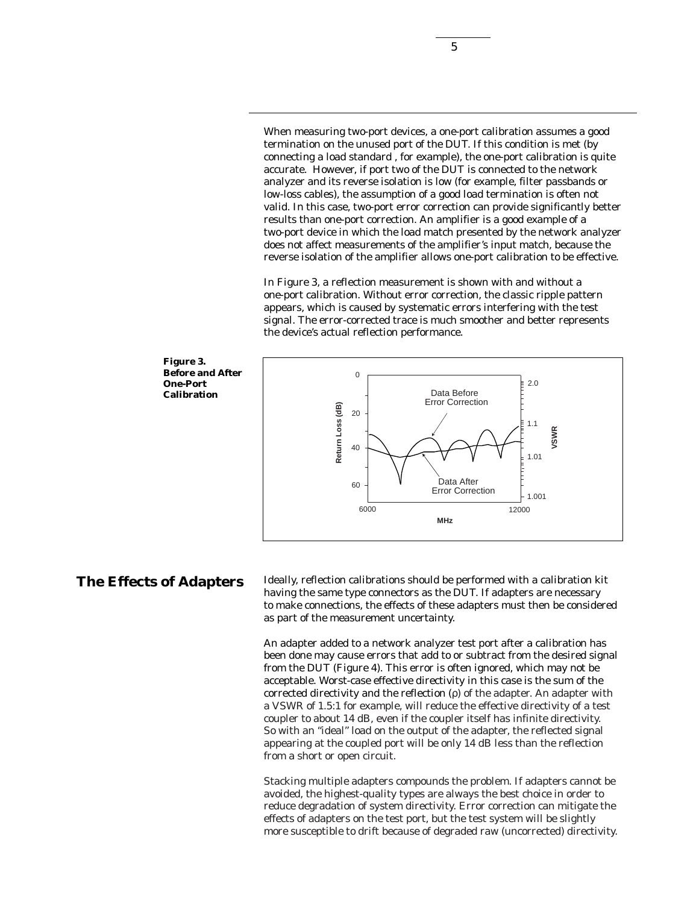When measuring two-port devices, a one-port calibration assumes a good termination on the unused port of the DUT. If this condition is met (by connecting a load standard , for example), the one-port calibration is quite accurate. However, if port two of the DUT is connected to the network analyzer and its reverse isolation is low (for example, filter passbands or low-loss cables), the assumption of a good load termination is often not valid. In this case, two-port error correction can provide significantly better results than one-port correction. An amplifier is a good example of a two-port device in which the load match presented by the network analyzer does not affect measurements of the amplifier's input match, because the reverse isolation of the amplifier allows one-port calibration to be effective.

In Figure 3, a reflection measurement is shown with and without a one-port calibration. Without error correction, the classic ripple pattern appears, which is caused by systematic errors interfering with the test signal. The error-corrected trace is much smoother and better represents the device's actual reflection performance.

**Figure 3. Before and After One-Port Calibration**

## The Effects of Adapters

Ideally, reflection calibrations should be performed with a calibration kit having the same type connectors as the DUT. If adapters are necessary to make connections, the effects of these adapters must then be considered as part of the measurement uncertainty.

An adapter added to a network analyzer test port after a calibration has been done may cause errors that add to or subtract from the desired signal from the DUT (Figure 4). This error is often ignored, which may not be acceptable. Worst-case effective directivity in this case is the sum of the corrected directivity and the reflection ($\rho$) of the adapter. An adapter with a VSWR of 1.5:1 for example, will reduce the effective directivity of a test coupler to about 14 dB, even if the coupler itself has infinite directivity. So with an "ideal" load on the output of the adapter, the reflected signal appearing at the coupled port will be only 14 dB less than the reflection from a short or open circuit.

Stacking multiple adapters compounds the problem. If adapters cannot be avoided, the highest-quality types are always the best choice in order to reduce degradation of system directivity. Error correction can mitigate the effects of adapters on the test port, but the test system will be slightly more susceptible to drift because of degraded raw (uncorrected) directivity.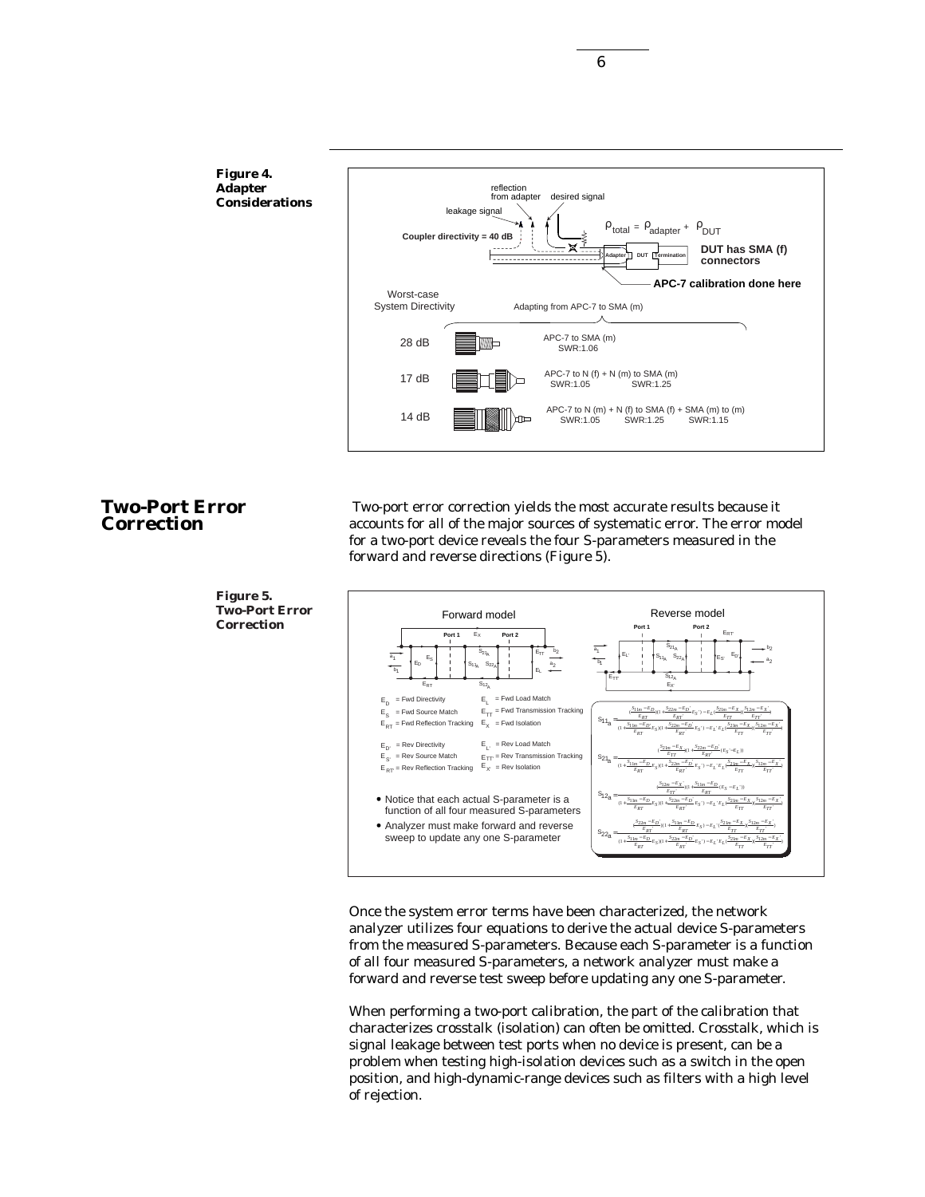**Figure 4. Adapter Considerations**

reflection from adapter — desired signal — leakage signal

Coupler directivity = 40 dB

$\rho_{total} = \rho_{adapter} + \rho_{DUT}$

DUT has SMA (f) connectors

APC-7 calibration done here

| Worst-case System Directivity | Adapting from APC-7 to SMA (m) |
| --- | --- |
| 28 dB | APC-7 to SMA (m) SWR:1.06 |
| 17 dB | APC-7 to N (f) + N (m) to SMA (m) SWR:1.05 SWR:1.25 |
| 14 dB | APC-7 to N (m) + N (f) to SMA (f) + SMA (m) to (m) SWR:1.05 SWR:1.25 SWR:1.15 |

## Two-Port Error Correction

Two-port error correction yields the most accurate results because it accounts for all of the major sources of systematic error. The error model for a two-port device reveals the four S-parameters measured in the forward and reverse directions (Figure 5).

**Figure 5. Two-Port Error Correction**

Forward model / Reverse model

- $E_D$ = Fwd Directivity
- $E_S$ = Fwd Source Match
- $E_{RT}$ = Fwd Reflection Tracking
- $E_L$ = Fwd Load Match
- $E_{TT}$ = Fwd Transmission Tracking
- $E_X$ = Fwd Isolation
- $E_{D'}$ = Rev Directivity
- $E_{S'}$ = Rev Source Match
- $E_{RT'}$ = Rev Reflection Tracking
- $E_{L'}$ = Rev Load Match
- $E_{TT'}$ = Rev Transmission Tracking
- $E_{X'}$ = Rev Isolation

$$S_{11a} = \frac{\left(\frac{S_{11m}-E_D}{E_{RT}}\right)\left(1+\frac{S_{22m}-E_{D'}}{E_{RT'}}E_{S'}\right)-E_L\left(\frac{S_{21m}-E_X}{E_{TT}}\right)\left(\frac{S_{12m}-E_{X'}}{E_{TT'}}\right)}{\left(1+\frac{S_{11m}-E_D}{E_{RT}}E_S\right)\left(1+\frac{S_{22m}-E_{D'}}{E_{RT'}}E_{S'}\right)-E_{L'}E_L\left(\frac{S_{21m}-E_X}{E_{TT}}\right)\left(\frac{S_{12m}-E_{X'}}{E_{TT'}}\right)}$$

$$S_{21a} = \frac{\left(\frac{S_{21m}-E_X}{E_{TT}}\right)\left(1+\frac{S_{22m}-E_{D'}}{E_{RT'}}(E_{S'}-E_L)\right)}{\left(1+\frac{S_{11m}-E_D}{E_{RT}}E_S\right)\left(1+\frac{S_{22m}-E_{D'}}{E_{RT'}}E_{S'}\right)-E_{L'}E_L\left(\frac{S_{21m}-E_X}{E_{TT}}\right)\left(\frac{S_{12m}-E_{X'}}{E_{TT'}}\right)}$$

$$S_{12a} = \frac{\left(\frac{S_{12m}-E_{X'}}{E_{TT'}}\right)\left(1+\frac{S_{11m}-E_D}{E_{RT}}(E_S-E_{L'})\right)}{\left(1+\frac{S_{11m}-E_D}{E_{RT}}E_S\right)\left(1+\frac{S_{22m}-E_{D'}}{E_{RT'}}E_{S'}\right)-E_{L'}E_L\left(\frac{S_{21m}-E_X}{E_{TT}}\right)\left(\frac{S_{12m}-E_{X'}}{E_{TT'}}\right)}$$

$$S_{22a} = \frac{\left(\frac{S_{22m}-E_{D'}}{E_{RT'}}\right)\left(1+\frac{S_{11m}-E_D}{E_{RT}}E_S\right)-E_{L'}\left(\frac{S_{21m}-E_X}{E_{TT}}\right)\left(\frac{S_{12m}-E_{X'}}{E_{TT'}}\right)}{\left(1+\frac{S_{11m}-E_D}{E_{RT}}E_S\right)\left(1+\frac{S_{22m}-E_{D'}}{E_{RT'}}E_{S'}\right)-E_{L'}E_L\left(\frac{S_{21m}-E_X}{E_{TT}}\right)\left(\frac{S_{12m}-E_{X'}}{E_{TT'}}\right)}$$

- Notice that each actual S-parameter is a function of all four measured S-parameters
- Analyzer must make forward and reverse sweep to update any one S-parameter

Once the system error terms have been characterized, the network analyzer utilizes four equations to derive the actual device S-parameters from the measured S-parameters. Because each S-parameter is a function of all four measured S-parameters, a network analyzer must make a forward and reverse test sweep before updating any one S-parameter.

When performing a two-port calibration, the part of the calibration that characterizes crosstalk (isolation) can often be omitted. Crosstalk, which is signal leakage between test ports when no device is present, can be a problem when testing high-isolation devices such as a switch in the open position, and high-dynamic-range devices such as filters with a high level of rejection.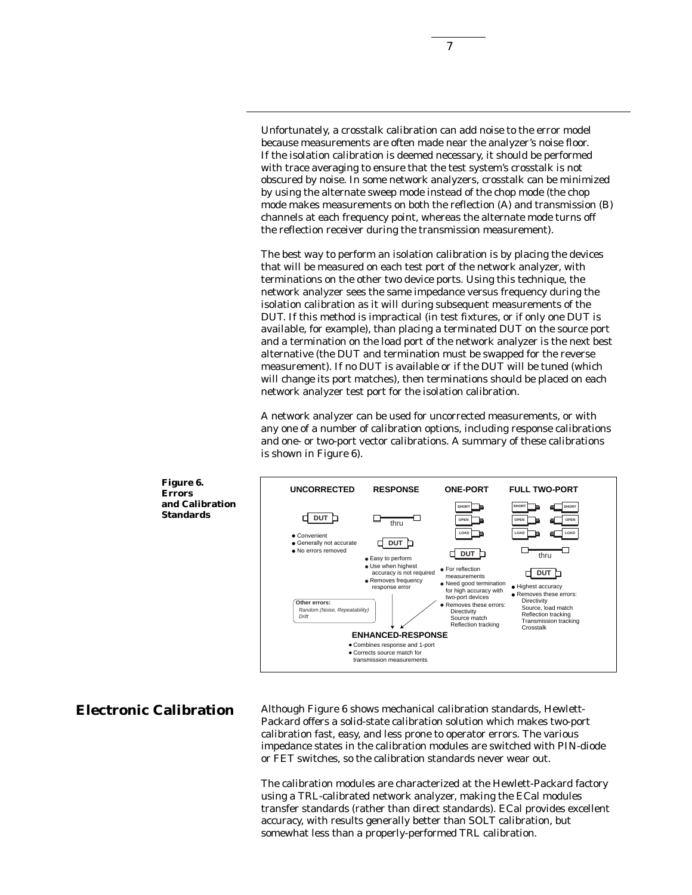Unfortunately, a crosstalk calibration can add noise to the error model because measurements are often made near the analyzer's noise floor. If the isolation calibration is deemed necessary, it should be performed with trace averaging to ensure that the test system's crosstalk is not obscured by noise. In some network analyzers, crosstalk can be minimized by using the alternate sweep mode instead of the chop mode (the chop mode makes measurements on both the reflection (A) and transmission (B) channels at each frequency point, whereas the alternate mode turns off the reflection receiver during the transmission measurement).

The best way to perform an isolation calibration is by placing the devices that will be measured on each test port of the network analyzer, with terminations on the other two device ports. Using this technique, the network analyzer sees the same impedance versus frequency during the isolation calibration as it will during subsequent measurements of the DUT. If this method is impractical (in test fixtures, or if only one DUT is available, for example), than placing a terminated DUT on the source port and a termination on the load port of the network analyzer is the next best alternative (the DUT and termination must be swapped for the reverse measurement). If no DUT is available or if the DUT will be tuned (which will change its port matches), then terminations should be placed on each network analyzer test port for the isolation calibration.

A network analyzer can be used for uncorrected measurements, or with any one of a number of calibration options, including response calibrations and one- or two-port vector calibrations. A summary of these calibrations is shown in Figure 6).

**Figure 6. Errors and Calibration Standards**

**UNCORRECTED**
- Convenient
- Generally not accurate
- No errors removed

**RESPONSE**
- Easy to perform
- Use when highest accuracy is not required
- Removes frequency response error

**ONE-PORT**
- For reflection measurements
- Need good termination for high accuracy with two-port devices
- Removes these errors: Directivity, Source match, Reflection tracking

**FULL TWO-PORT**
- Highest accuracy
- Removes these errors: Directivity, Source, load match, Reflection tracking, Transmission tracking, Crosstalk

**Other errors:** *Random (Noise, Repeatability) Drift*

**ENHANCED-RESPONSE**
- Combines response and 1-port
- Corrects source match for transmission measurements

## Electronic Calibration

Although Figure 6 shows mechanical calibration standards, Hewlett-Packard offers a solid-state calibration solution which makes two-port calibration fast, easy, and less prone to operator errors. The various impedance states in the calibration modules are switched with PIN-diode or FET switches, so the calibration standards never wear out.

The calibration modules are characterized at the Hewlett-Packard factory using a TRL-calibrated network analyzer, making the ECal modules transfer standards (rather than direct standards). ECal provides excellent accuracy, with results generally better than SOLT calibration, but somewhat less than a properly-performed TRL calibration.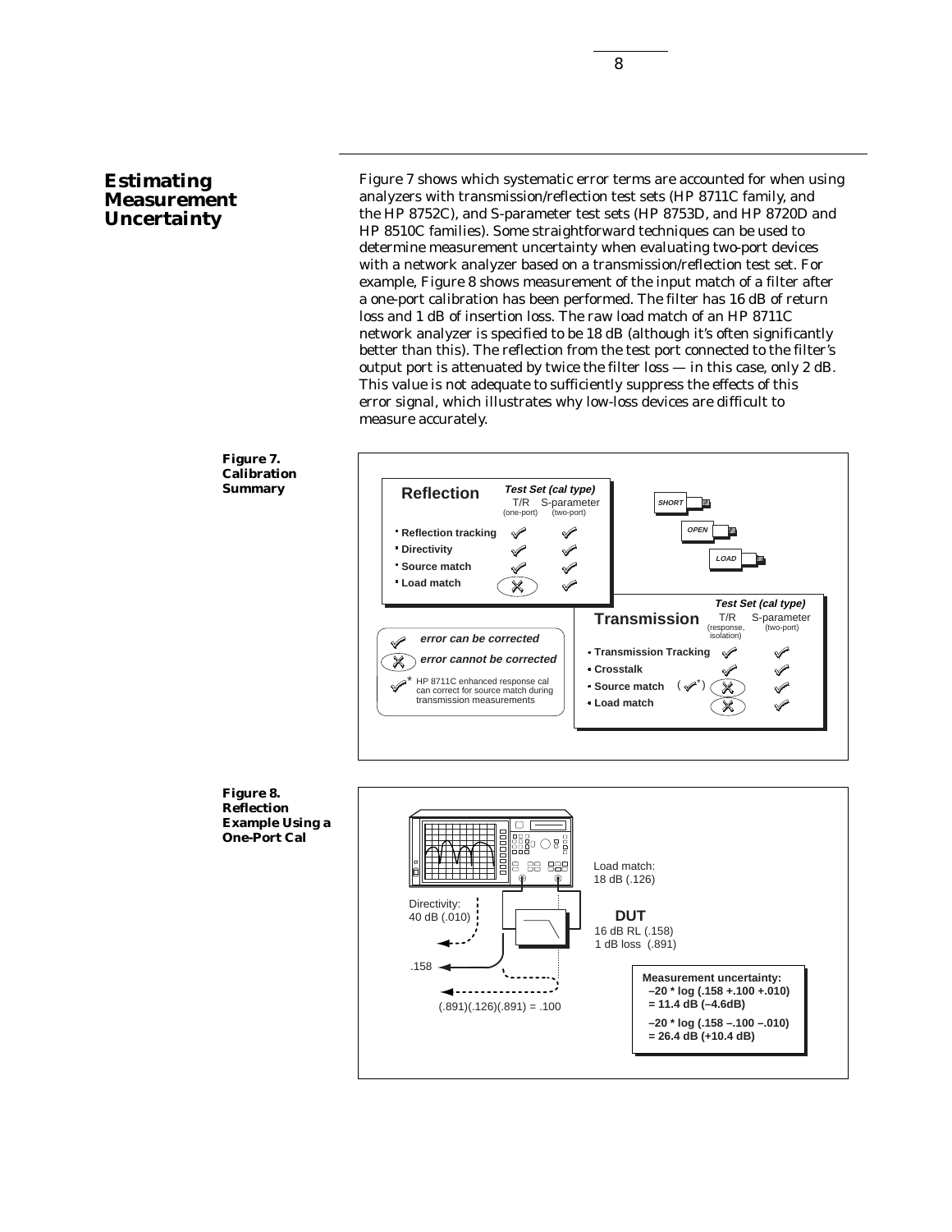## Estimating Measurement Uncertainty

Figure 7 shows which systematic error terms are accounted for when using analyzers with transmission/reflection test sets (HP 8711C family, and the HP 8752C), and S-parameter test sets (HP 8753D, and HP 8720D and HP 8510C families). Some straightforward techniques can be used to determine measurement uncertainty when evaluating two-port devices with a network analyzer based on a transmission/reflection test set. For example, Figure 8 shows measurement of the input match of a filter after a one-port calibration has been performed. The filter has 16 dB of return loss and 1 dB of insertion loss. The raw load match of an HP 8711C network analyzer is specified to be 18 dB (although it's often significantly better than this). The reflection from the test port connected to the filter's output port is attenuated by twice the filter loss — in this case, only 2 dB. This value is not adequate to sufficiently suppress the effects of this error signal, which illustrates why low-loss devices are difficult to measure accurately.

**Figure 7. Calibration Summary**

**Reflection**

| | T/R (one-port) | S-parameter (two-port) |
|---|---|---|
| Reflection tracking | ✓ | ✓ |
| Directivity | ✓ | ✓ |
| Source match | ✓ | ✓ |
| Load match | ✗ | ✓ |

**Transmission**

| | T/R (response, isolation) | S-parameter (two-port) |
|---|---|---|
| Transmission Tracking | ✓ | ✓ |
| Crosstalk | ✓ | ✓ |
| Source match | (✓*) ✗ | ✓ |
| Load match | ✗ | ✓ |

✓ error can be corrected

✗ error cannot be corrected

✓* HP 8711C enhanced response cal can correct for source match during transmission measurements

SHORT, OPEN, LOAD

**Figure 8. Reflection Example Using a One-Port Cal**

Directivity: 40 dB (.010)

Load match: 18 dB (.126)

DUT: 16 dB RL (.158), 1 dB loss (.891)

.158

(.891)(.126)(.891) = .100

**Measurement uncertainty:**

$-20 * \log(.158 + .100 + .010) = 11.4$ dB ($-4.6$ dB)

$-20 * \log(.158 - .100 - .010) = 26.4$ dB ($+10.4$ dB)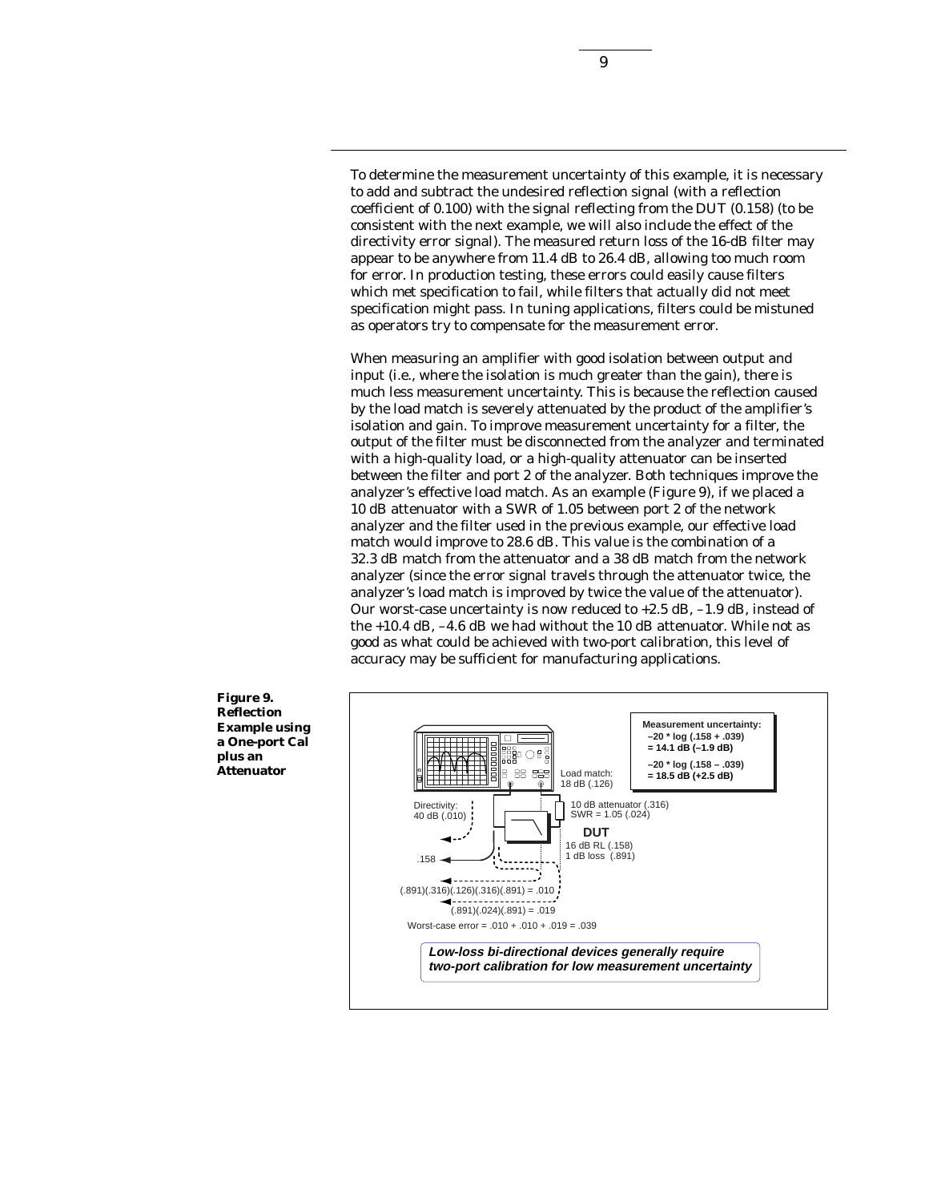To determine the measurement uncertainty of this example, it is necessary to add and subtract the undesired reflection signal (with a reflection coefficient of 0.100) with the signal reflecting from the DUT (0.158) (to be consistent with the next example, we will also include the effect of the directivity error signal). The measured return loss of the 16-dB filter may appear to be anywhere from 11.4 dB to 26.4 dB, allowing too much room for error. In production testing, these errors could easily cause filters which met specification to fail, while filters that actually did not meet specification might pass. In tuning applications, filters could be mistuned as operators try to compensate for the measurement error.

When measuring an amplifier with good isolation between output and input (i.e., where the isolation is much greater than the gain), there is much less measurement uncertainty. This is because the reflection caused by the load match is severely attenuated by the product of the amplifier's isolation and gain. To improve measurement uncertainty for a filter, the output of the filter must be disconnected from the analyzer and terminated with a high-quality load, or a high-quality attenuator can be inserted between the filter and port 2 of the analyzer. Both techniques improve the analyzer's effective load match. As an example (Figure 9), if we placed a 10 dB attenuator with a SWR of 1.05 between port 2 of the network analyzer and the filter used in the previous example, our effective load match would improve to 28.6 dB. This value is the combination of a 32.3 dB match from the attenuator and a 38 dB match from the network analyzer (since the error signal travels through the attenuator twice, the analyzer's load match is improved by twice the value of the attenuator). Our worst-case uncertainty is now reduced to +2.5 dB, –1.9 dB, instead of the +10.4 dB, –4.6 dB we had without the 10 dB attenuator. While not as good as what could be achieved with two-port calibration, this level of accuracy may be sufficient for manufacturing applications.

**Figure 9. Reflection Example using a One-port Cal plus an Attenuator**

Measurement uncertainty:
$-20 * \log(.158 + .039) = 14.1$ dB (–1.9 dB)
$-20 * \log(.158 - .039) = 18.5$ dB (+2.5 dB)

Load match: 18 dB (.126)

Directivity: 40 dB (.010)

10 dB attenuator (.316)
SWR = 1.05 (.024)

DUT
16 dB RL (.158)
1 dB loss (.891)

.158

(.891)(.316)(.126)(.316)(.891) = .010

(.891)(.024)(.891) = .019

Worst-case error = .010 + .010 + .019 = .039

***Low-loss bi-directional devices generally require two-port calibration for low measurement uncertainty***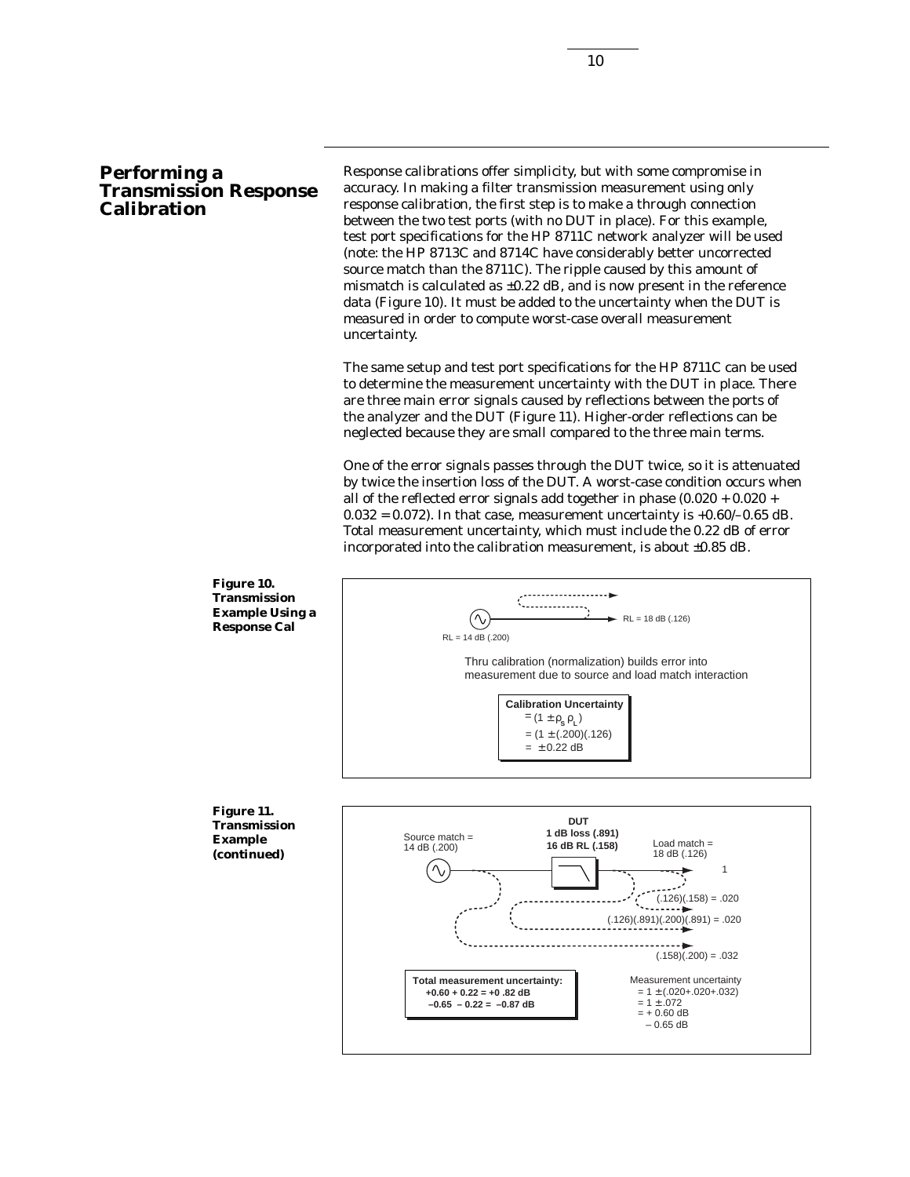## Performing a Transmission Response Calibration

Response calibrations offer simplicity, but with some compromise in accuracy. In making a filter transmission measurement using only response calibration, the first step is to make a through connection between the two test ports (with no DUT in place). For this example, test port specifications for the HP 8711C network analyzer will be used (note: the HP 8713C and 8714C have considerably better uncorrected source match than the 8711C). The ripple caused by this amount of mismatch is calculated as ±0.22 dB, and is now present in the reference data (Figure 10). It must be added to the uncertainty when the DUT is measured in order to compute worst-case overall measurement uncertainty.

The same setup and test port specifications for the HP 8711C can be used to determine the measurement uncertainty with the DUT in place. There are three main error signals caused by reflections between the ports of the analyzer and the DUT (Figure 11). Higher-order reflections can be neglected because they are small compared to the three main terms.

One of the error signals passes through the DUT twice, so it is attenuated by twice the insertion loss of the DUT. A worst-case condition occurs when all of the reflected error signals add together in phase (0.020 + 0.020 + 0.032 = 0.072). In that case, measurement uncertainty is +0.60/–0.65 dB. Total measurement uncertainty, which must include the 0.22 dB of error incorporated into the calibration measurement, is about ±0.85 dB.

**Figure 10. Transmission Example Using a Response Cal**

RL = 14 dB (.200)

RL = 18 dB (.126)

Thru calibration (normalization) builds error into measurement due to source and load match interaction

**Calibration Uncertainty**
$= (1 \pm \rho_s \rho_L)$
$= (1 \pm (.200)(.126)$
$= \pm 0.22$ dB

**Figure 11. Transmission Example (continued)**

Source match = 14 dB (.200)

**DUT**
**1 dB loss (.891)**
**16 dB RL (.158)**

Load match = 18 dB (.126)

1

(.126)(.158) = .020

(.126)(.891)(.200)(.891) = .020

(.158)(.200) = .032

**Total measurement uncertainty:**
**+0.60 + 0.22 = +0 .82 dB**
**–0.65 – 0.22 = –0.87 dB**

Measurement uncertainty
$= 1 \pm (.020+.020+.032)$
$= 1 \pm .072$
$= + 0.60$ dB
$– 0.65$ dB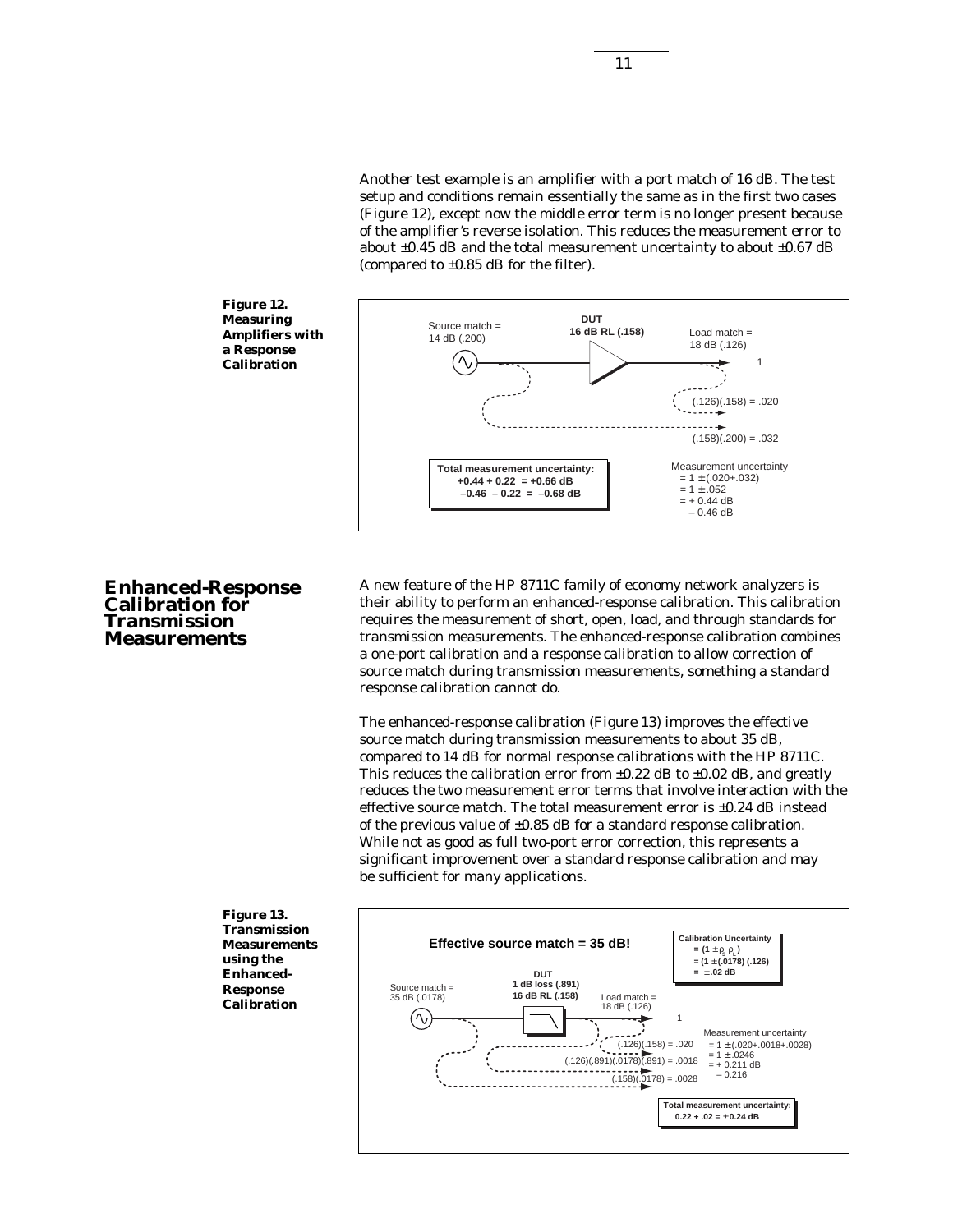Another test example is an amplifier with a port match of 16 dB. The test setup and conditions remain essentially the same as in the first two cases (Figure 12), except now the middle error term is no longer present because of the amplifier's reverse isolation. This reduces the measurement error to about ±0.45 dB and the total measurement uncertainty to about ±0.67 dB (compared to ±0.85 dB for the filter).

**Figure 12. Measuring Amplifiers with a Response Calibration**

Source match = 14 dB (.200)

DUT 16 dB RL (.158)

Load match = 18 dB (.126)

1

(.126)(.158) = .020

(.158)(.200) = .032

**Total measurement uncertainty:**
**+0.44 + 0.22 = +0.66 dB**
**–0.46 – 0.22 = –0.68 dB**

Measurement uncertainty
= 1 ± (.020+.032)
= 1 ± .052
= + 0.44 dB
– 0.46 dB

## Enhanced-Response Calibration for Transmission Measurements

A new feature of the HP 8711C family of economy network analyzers is their ability to perform an enhanced-response calibration. This calibration requires the measurement of short, open, load, and through standards for transmission measurements. The enhanced-response calibration combines a one-port calibration and a response calibration to allow correction of source match during transmission measurements, something a standard response calibration cannot do.

The enhanced-response calibration (Figure 13) improves the effective source match during transmission measurements to about 35 dB, compared to 14 dB for normal response calibrations with the HP 8711C. This reduces the calibration error from ±0.22 dB to ±0.02 dB, and greatly reduces the two measurement error terms that involve interaction with the effective source match. The total measurement error is ±0.24 dB instead of the previous value of ±0.85 dB for a standard response calibration. While not as good as full two-port error correction, this represents a significant improvement over a standard response calibration and may be sufficient for many applications.

**Figure 13. Transmission Measurements using the Enhanced-Response Calibration**

**Effective source match = 35 dB!**

**Calibration Uncertainty**
**= (1 ± $\rho_S\,\rho_L$)**
**= (1 ± (.0178) (.126)**
**= ± .02 dB**

Source match = 35 dB (.0178)

DUT 1 dB loss (.891) 16 dB RL (.158)

Load match = 18 dB (.126)

1

(.126)(.158) = .020

(.126)(.891)(.0178)(.891) = .0018

(.158)(.0178) = .0028

Measurement uncertainty
= 1 ± (.020+.0018+.0028)
= 1 ± .0246
= + 0.211 dB
– 0.216

**Total measurement uncertainty:**
**0.22 + .02 = ± 0.24 dB**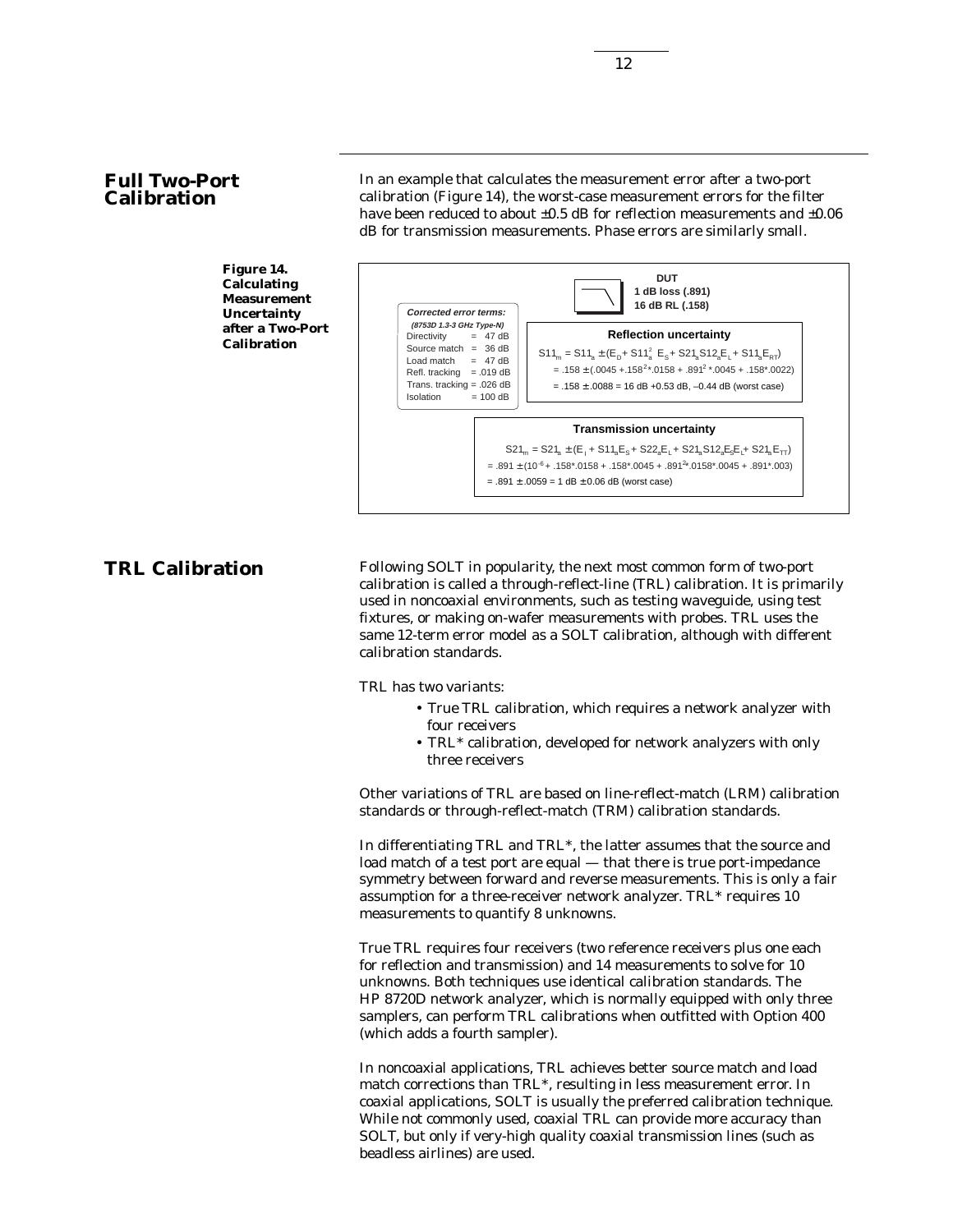## Full Two-Port Calibration

In an example that calculates the measurement error after a two-port calibration (Figure 14), the worst-case measurement errors for the filter have been reduced to about ±0.5 dB for reflection measurements and ±0.06 dB for transmission measurements. Phase errors are similarly small.

**Figure 14. Calculating Measurement Uncertainty after a Two-Port Calibration**

**DUT**
**1 dB loss (.891)**
**16 dB RL (.158)**

***Corrected error terms:***
***(8753D 1.3-3 GHz Type-N)***

| | |
|---|---|
| Directivity | = 47 dB |
| Source match | = 36 dB |
| Load match | = 47 dB |
| Refl. tracking | = .019 dB |
| Trans. tracking | = .026 dB |
| Isolation | = 100 dB |

**Reflection uncertainty**

$S11_m = S11_a \pm (E_D + S11_a^2\ E_S + S21_a S12_a E_L + S11_a E_{RT})$

$= .158 \pm (.0045 + .158^2 * .0158 + .891^2 * .0045 + .158 * .0022)$

$= .158 \pm .0088 =$ 16 dB +0.53 dB, –0.44 dB (worst case)

**Transmission uncertainty**

$S21_m = S21_a \pm (E_I + S11_a E_S + S22_a E_L + S21_a S12_a E_S E_L + S21_a E_{TT})$

$= .891 \pm (10^{-6} + .158 * .0158 + .158 * .0045 + .891^2 * .0158 * .0045 + .891 * .003)$

$= .891 \pm .0059 =$ 1 dB ± 0.06 dB (worst case)

## TRL Calibration

Following SOLT in popularity, the next most common form of two-port calibration is called a through-reflect-line (TRL) calibration. It is primarily used in noncoaxial environments, such as testing waveguide, using test fixtures, or making on-wafer measurements with probes. TRL uses the same 12-term error model as a SOLT calibration, although with different calibration standards.

TRL has two variants:

- True TRL calibration, which requires a network analyzer with four receivers
- TRL* calibration, developed for network analyzers with only three receivers

Other variations of TRL are based on line-reflect-match (LRM) calibration standards or through-reflect-match (TRM) calibration standards.

In differentiating TRL and TRL*, the latter assumes that the source and load match of a test port are equal — that there is true port-impedance symmetry between forward and reverse measurements. This is only a fair assumption for a three-receiver network analyzer. TRL* requires 10 measurements to quantify 8 unknowns.

True TRL requires four receivers (two reference receivers plus one each for reflection and transmission) and 14 measurements to solve for 10 unknowns. Both techniques use identical calibration standards. The HP 8720D network analyzer, which is normally equipped with only three samplers, can perform TRL calibrations when outfitted with Option 400 (which adds a fourth sampler).

In noncoaxial applications, TRL achieves better source match and load match corrections than TRL*, resulting in less measurement error. In coaxial applications, SOLT is usually the preferred calibration technique. While not commonly used, coaxial TRL can provide more accuracy than SOLT, but only if very-high quality coaxial transmission lines (such as beadless airlines) are used.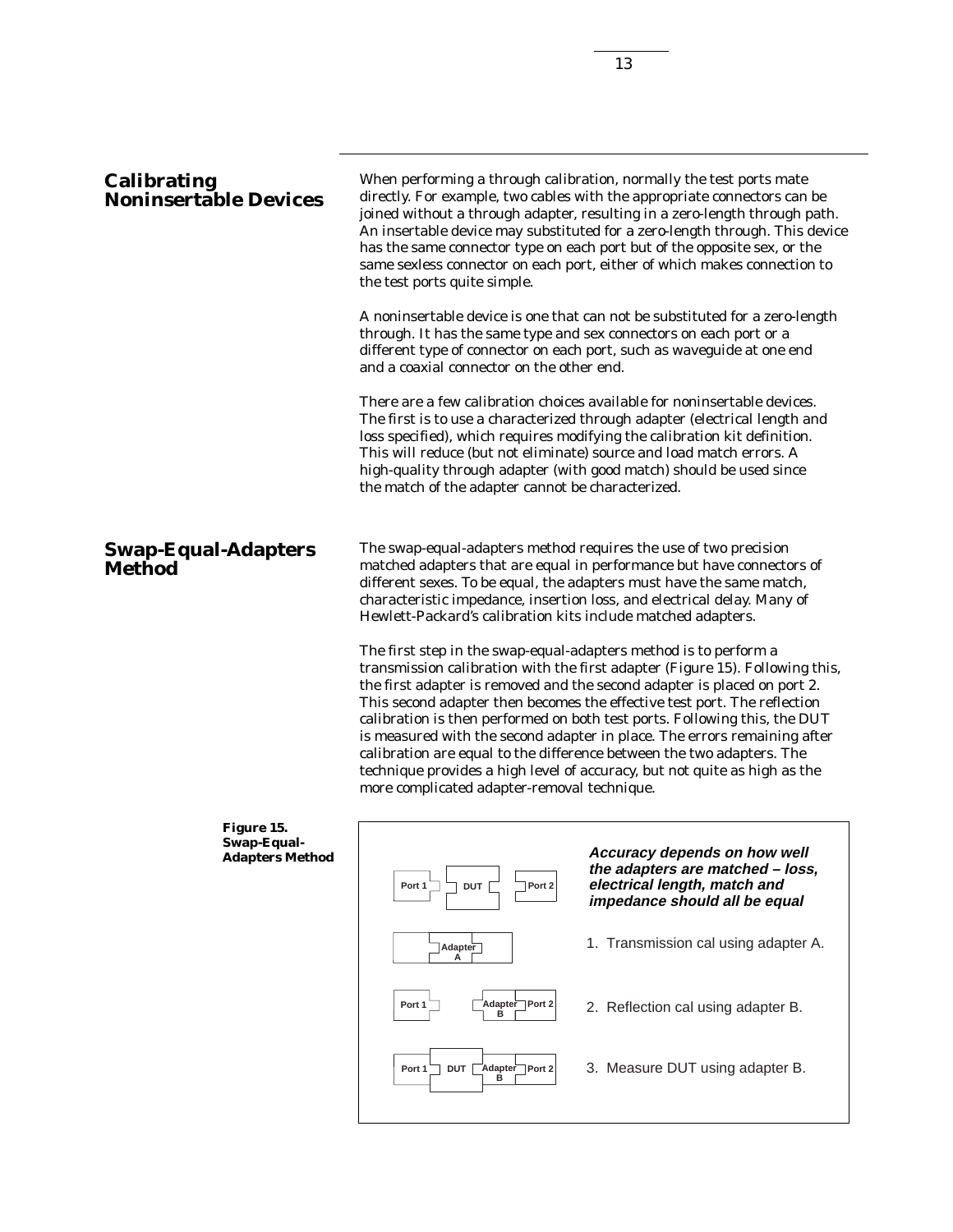## Calibrating Noninsertable Devices

When performing a through calibration, normally the test ports mate directly. For example, two cables with the appropriate connectors can be joined without a through adapter, resulting in a zero-length through path. An insertable device may substituted for a zero-length through. This device has the same connector type on each port but of the opposite sex, or the same sexless connector on each port, either of which makes connection to the test ports quite simple.

A noninsertable device is one that can not be substituted for a zero-length through. It has the same type and sex connectors on each port or a different type of connector on each port, such as waveguide at one end and a coaxial connector on the other end.

There are a few calibration choices available for noninsertable devices. The first is to use a characterized through adapter (electrical length and loss specified), which requires modifying the calibration kit definition. This will reduce (but not eliminate) source and load match errors. A high-quality through adapter (with good match) should be used since the match of the adapter cannot be characterized.

## Swap-Equal-Adapters Method

The swap-equal-adapters method requires the use of two precision matched adapters that are equal in performance but have connectors of different sexes. To be equal, the adapters must have the same match, characteristic impedance, insertion loss, and electrical delay. Many of Hewlett-Packard's calibration kits include matched adapters.

The first step in the swap-equal-adapters method is to perform a transmission calibration with the first adapter (Figure 15). Following this, the first adapter is removed and the second adapter is placed on port 2. This second adapter then becomes the effective test port. The reflection calibration is then performed on both test ports. Following this, the DUT is measured with the second adapter in place. The errors remaining after calibration are equal to the difference between the two adapters. The technique provides a high level of accuracy, but not quite as high as the more complicated adapter-removal technique.

**Figure 15. Swap-Equal-Adapters Method**

***Accuracy depends on how well the adapters are matched – loss, electrical length, match and impedance should all be equal***

Port 1 | DUT | Port 2

1. Transmission cal using adapter A. (Adapter A)
2. Reflection cal using adapter B. (Port 1 | Adapter B | Port 2)
3. Measure DUT using adapter B. (Port 1 | DUT | Adapter B | Port 2)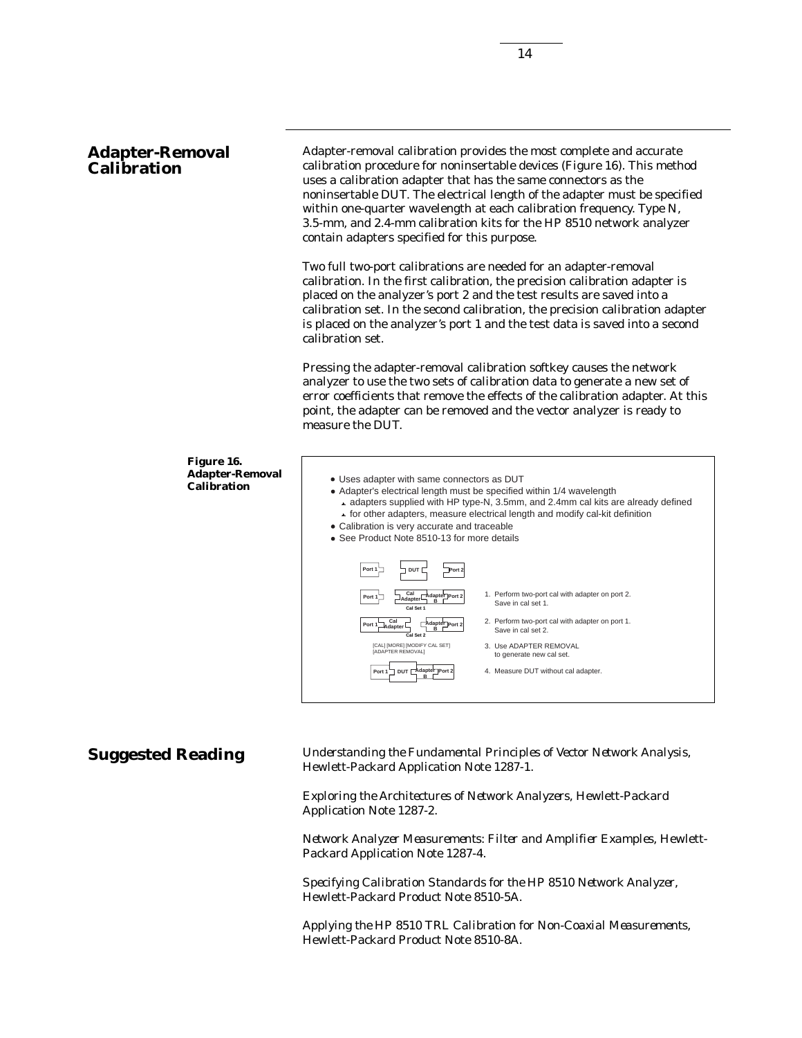## Adapter-Removal Calibration

Adapter-removal calibration provides the most complete and accurate calibration procedure for noninsertable devices (Figure 16). This method uses a calibration adapter that has the same connectors as the noninsertable DUT. The electrical length of the adapter must be specified within one-quarter wavelength at each calibration frequency. Type N, 3.5-mm, and 2.4-mm calibration kits for the HP 8510 network analyzer contain adapters specified for this purpose.

Two full two-port calibrations are needed for an adapter-removal calibration. In the first calibration, the precision calibration adapter is placed on the analyzer's port 2 and the test results are saved into a calibration set. In the second calibration, the precision calibration adapter is placed on the analyzer's port 1 and the test data is saved into a second calibration set.

Pressing the adapter-removal calibration softkey causes the network analyzer to use the two sets of calibration data to generate a new set of error coefficients that remove the effects of the calibration adapter. At this point, the adapter can be removed and the vector analyzer is ready to measure the DUT.

**Figure 16. Adapter-Removal Calibration**

- Uses adapter with same connectors as DUT
- Adapter's electrical length must be specified within 1/4 wavelength
  - adapters supplied with HP type-N, 3.5mm, and 2.4mm cal kits are already defined
  - for other adapters, measure electrical length and modify cal-kit definition
- Calibration is very accurate and traceable
- See Product Note 8510-13 for more details

Port 1 | DUT | Port 2

Port 1 | Cal Adapter | Adapter B | Port 2 — Cal Set 1

1. Perform two-port cal with adapter on port 2. Save in cal set 1.

Port 1 | Cal Adapter | Adapter B | Port 2 — Cal Set 2

2. Perform two-port cal with adapter on port 1. Save in cal set 2.

[CAL] [MORE] [MODIFY CAL SET] [ADAPTER REMOVAL]

3. Use ADAPTER REMOVAL to generate new cal set.

Port 1 | DUT | Adapter B | Port 2

4. Measure DUT without cal adapter.

## Suggested Reading

*Understanding the Fundamental Principles of Vector Network Analysis*, Hewlett-Packard Application Note 1287-1.

*Exploring the Architectures of Network Analyzers*, Hewlett-Packard Application Note 1287-2.

*Network Analyzer Measurements: Filter and Amplifier Examples*, Hewlett-Packard Application Note 1287-4.

*Specifying Calibration Standards for the HP 8510 Network Analyzer*, Hewlett-Packard Product Note 8510-5A.

*Applying the HP 8510 TRL Calibration for Non-Coaxial Measurements*, Hewlett-Packard Product Note 8510-8A.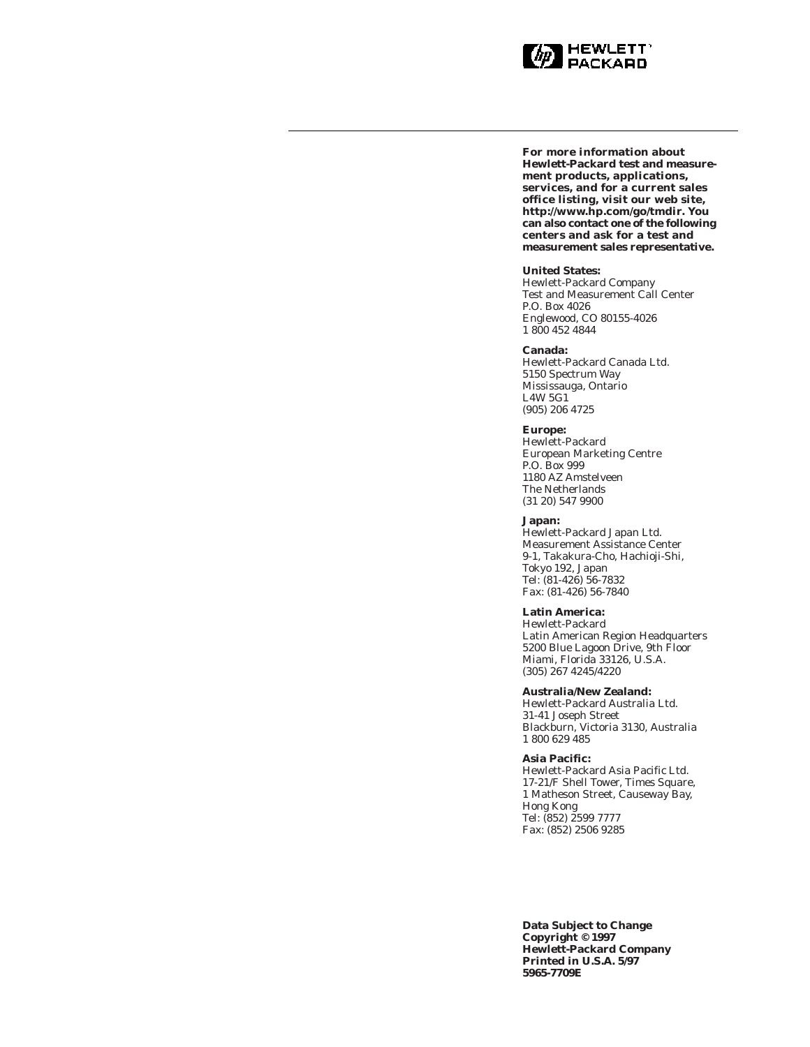**For more information about Hewlett-Packard test and measurement products, applications, services, and for a current sales office listing, visit our web site, http://www.hp.com/go/tmdir. You can also contact one of the following centers and ask for a test and measurement sales representative.**

**United States:**
Hewlett-Packard Company
Test and Measurement Call Center
P.O. Box 4026
Englewood, CO 80155-4026
1 800 452 4844

**Canada:**
Hewlett-Packard Canada Ltd.
5150 Spectrum Way
Mississauga, Ontario
L4W 5G1
(905) 206 4725

**Europe:**
Hewlett-Packard
European Marketing Centre
P.O. Box 999
1180 AZ Amstelveen
The Netherlands
(31 20) 547 9900

**Japan:**
Hewlett-Packard Japan Ltd.
Measurement Assistance Center
9-1, Takakura-Cho, Hachioji-Shi,
Tokyo 192, Japan
Tel: (81-426) 56-7832
Fax: (81-426) 56-7840

**Latin America:**
Hewlett-Packard
Latin American Region Headquarters
5200 Blue Lagoon Drive, 9th Floor
Miami, Florida 33126, U.S.A.
(305) 267 4245/4220

**Australia/New Zealand:**
Hewlett-Packard Australia Ltd.
31-41 Joseph Street
Blackburn, Victoria 3130, Australia
1 800 629 485

**Asia Pacific:**
Hewlett-Packard Asia Pacific Ltd.
17-21/F Shell Tower, Times Square,
1 Matheson Street, Causeway Bay,
Hong Kong
Tel: (852) 2599 7777
Fax: (852) 2506 9285

**Data Subject to Change**
**Copyright © 1997**
**Hewlett-Packard Company**
**Printed in U.S.A. 5/97**
**5965-7709E**